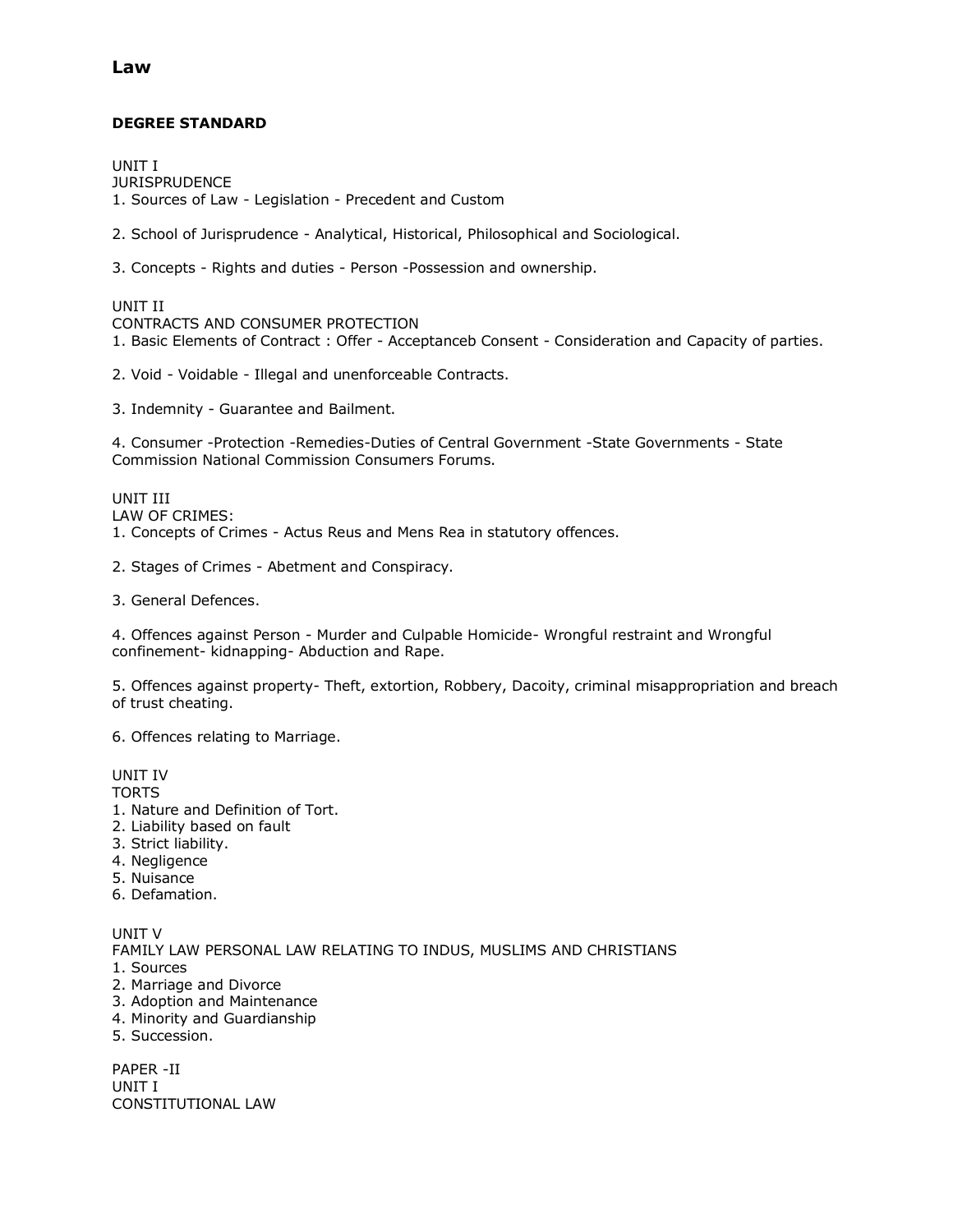# Law

## DEGREE STANDARD

UNIT I
JURISPRUDENCE
1. Sources of Law - Legislation - Precedent and Custom

2. School of Jurisprudence - Analytical, Historical, Philosophical and Sociological.

3. Concepts - Rights and duties - Person -Possession and ownership.

UNIT II
CONTRACTS AND CONSUMER PROTECTION
1. Basic Elements of Contract : Offer - Acceptanceb Consent - Consideration and Capacity of parties.

2. Void - Voidable - Illegal and unenforceable Contracts.

3. Indemnity - Guarantee and Bailment.

4. Consumer -Protection -Remedies-Duties of Central Government -State Governments - State Commission National Commission Consumers Forums.

UNIT III
LAW OF CRIMES:
1. Concepts of Crimes - Actus Reus and Mens Rea in statutory offences.

2. Stages of Crimes - Abetment and Conspiracy.

3. General Defences.

4. Offences against Person - Murder and Culpable Homicide- Wrongful restraint and Wrongful confinement- kidnapping- Abduction and Rape.

5. Offences against property- Theft, extortion, Robbery, Dacoity, criminal misappropriation and breach of trust cheating.

6. Offences relating to Marriage.

UNIT IV
TORTS
1. Nature and Definition of Tort.
2. Liability based on fault
3. Strict liability.
4. Negligence
5. Nuisance
6. Defamation.

UNIT V
FAMILY LAW PERSONAL LAW RELATING TO INDUS, MUSLIMS AND CHRISTIANS
1. Sources
2. Marriage and Divorce
3. Adoption and Maintenance
4. Minority and Guardianship
5. Succession.

PAPER -II
UNIT I
CONSTITUTIONAL LAW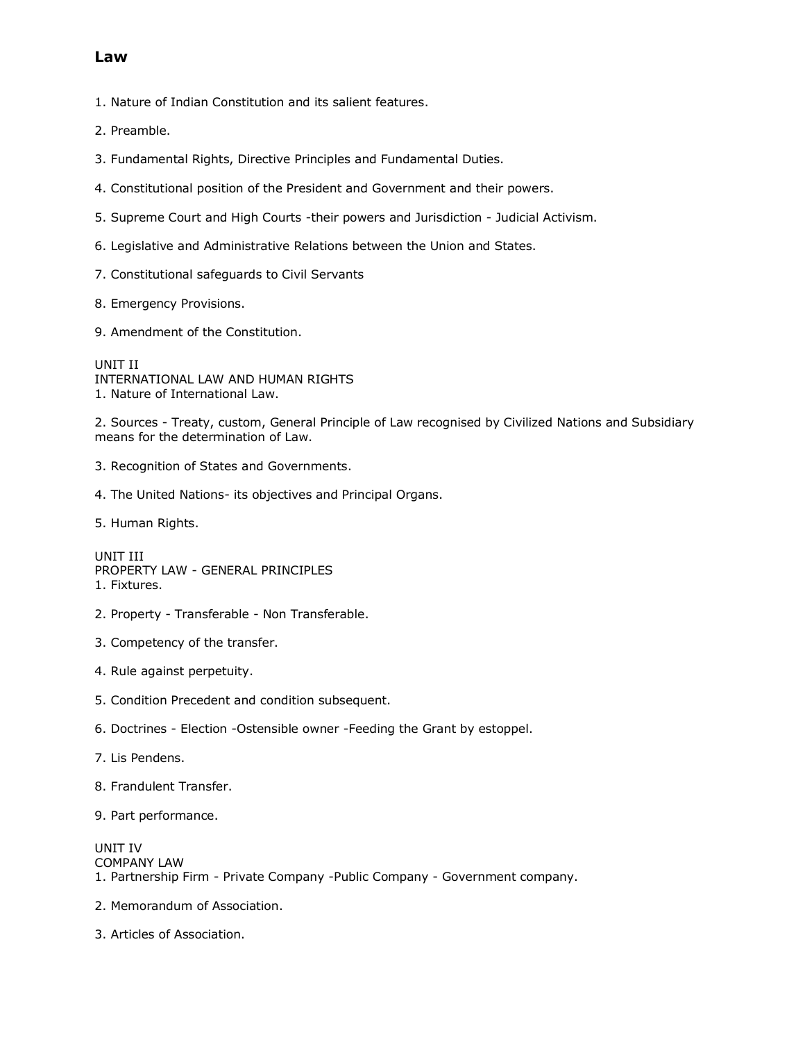## Law

1. Nature of Indian Constitution and its salient features.

2. Preamble.

3. Fundamental Rights, Directive Principles and Fundamental Duties.

4. Constitutional position of the President and Government and their powers.

5. Supreme Court and High Courts -their powers and Jurisdiction - Judicial Activism.

6. Legislative and Administrative Relations between the Union and States.

7. Constitutional safeguards to Civil Servants

8. Emergency Provisions.

9. Amendment of the Constitution.

UNIT II
INTERNATIONAL LAW AND HUMAN RIGHTS
1. Nature of International Law.

2. Sources - Treaty, custom, General Principle of Law recognised by Civilized Nations and Subsidiary means for the determination of Law.

3. Recognition of States and Governments.

4. The United Nations- its objectives and Principal Organs.

5. Human Rights.

UNIT III
PROPERTY LAW - GENERAL PRINCIPLES
1. Fixtures.

2. Property - Transferable - Non Transferable.

3. Competency of the transfer.

4. Rule against perpetuity.

5. Condition Precedent and condition subsequent.

6. Doctrines - Election -Ostensible owner -Feeding the Grant by estoppel.

7. Lis Pendens.

8. Frandulent Transfer.

9. Part performance.

UNIT IV
COMPANY LAW
1. Partnership Firm - Private Company -Public Company - Government company.

2. Memorandum of Association.

3. Articles of Association.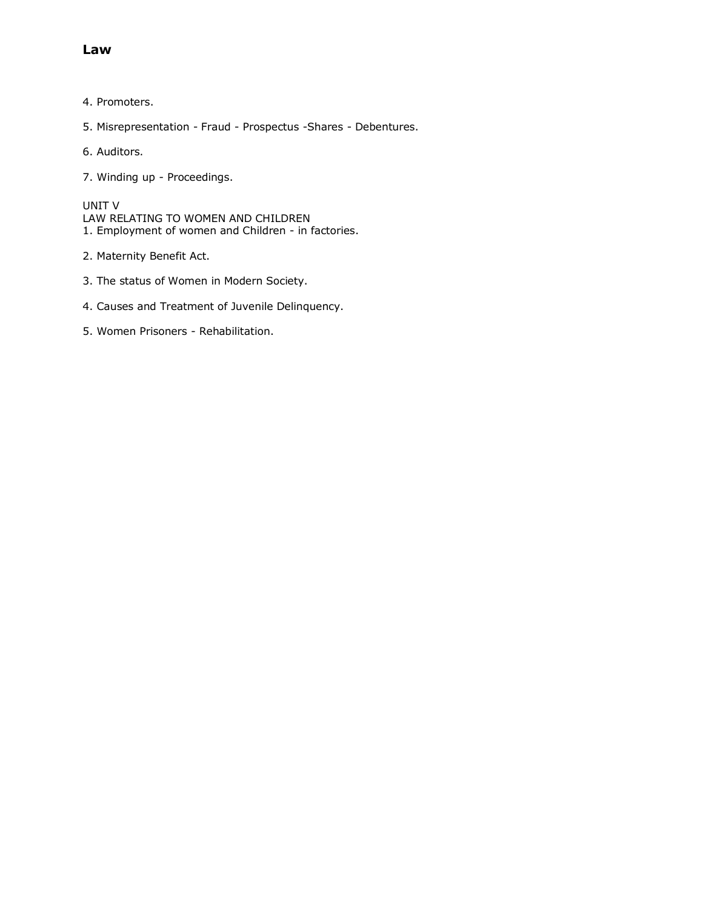**Law**

4. Promoters.

5. Misrepresentation - Fraud - Prospectus -Shares - Debentures.

6. Auditors.

7. Winding up - Proceedings.

UNIT V
LAW RELATING TO WOMEN AND CHILDREN

1. Employment of women and Children - in factories.

2. Maternity Benefit Act.

3. The status of Women in Modern Society.

4. Causes and Treatment of Juvenile Delinquency.

5. Women Prisoners - Rehabilitation.